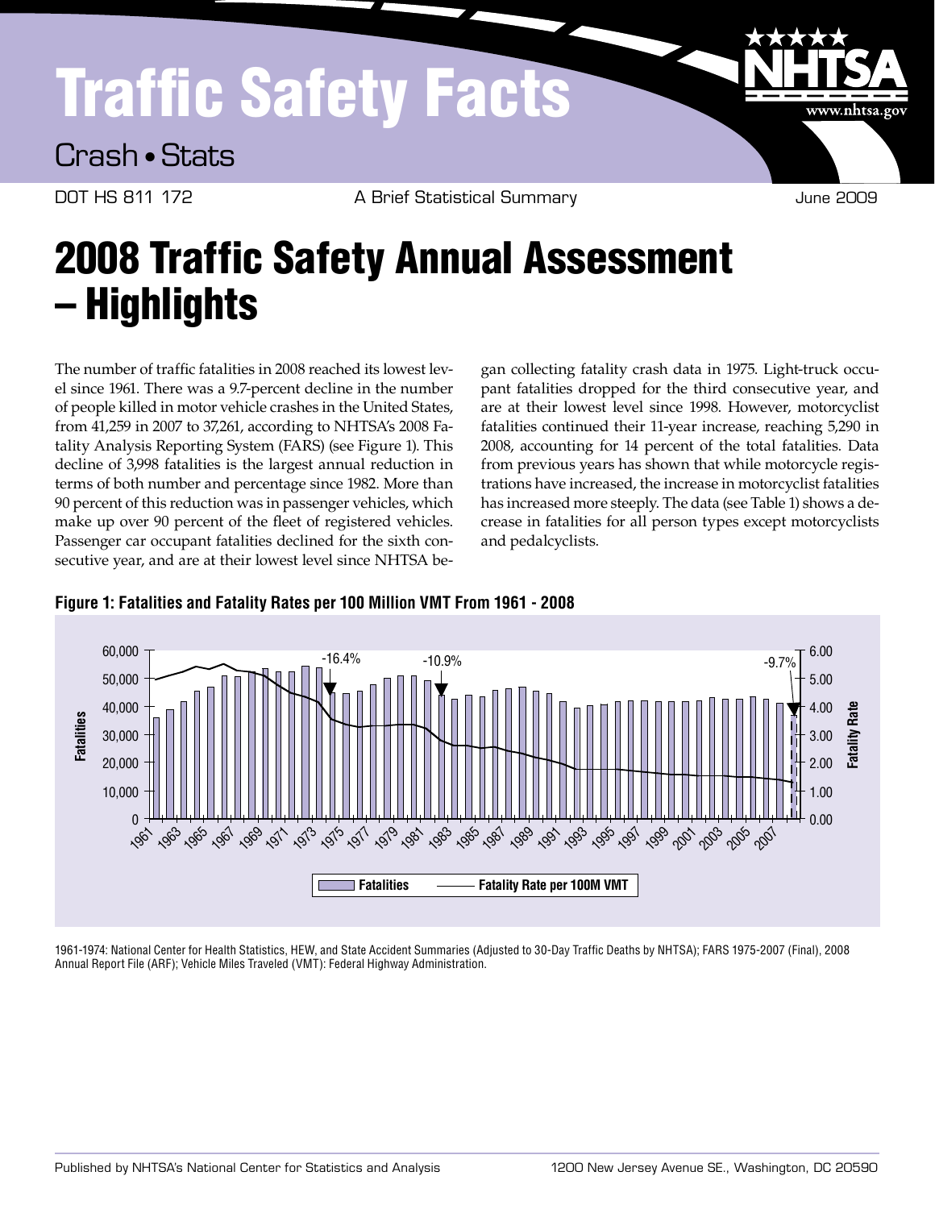# Traffic Safety Facts

Crash • Stats

DOT HS 811 172 — A Brief Statistical Summary — June 2009

# 2008 Traffic Safety Annual Assessment – Highlights

The number of traffic fatalities in 2008 reached its lowest level since 1961. There was a 9.7-percent decline in the number of people killed in motor vehicle crashes in the United States, from 41,259 in 2007 to 37,261, according to NHTSA's 2008 Fatality Analysis Reporting System (FARS) (see Figure 1). This decline of 3,998 fatalities is the largest annual reduction in terms of both number and percentage since 1982. More than 90 percent of this reduction was in passenger vehicles, which make up over 90 percent of the fleet of registered vehicles. Passenger car occupant fatalities declined for the sixth consecutive year, and are at their lowest level since NHTSA began collecting fatality crash data in 1975. Light-truck occupant fatalities dropped for the third consecutive year, and are at their lowest level since 1998. However, motorcyclist fatalities continued their 11-year increase, reaching 5,290 in 2008, accounting for 14 percent of the total fatalities. Data from previous years has shown that while motorcycle registrations have increased, the increase in motorcyclist fatalities has increased more steeply. The data (see Table 1) shows a decrease in fatalities for all person types except motorcyclists and pedalcyclists.

**Figure 1: Fatalities and Fatality Rates per 100 Million VMT From 1961 - 2008**

1961-1974: National Center for Health Statistics, HEW, and State Accident Summaries (Adjusted to 30-Day Traffic Deaths by NHTSA); FARS 1975-2007 (Final), 2008 Annual Report File (ARF); Vehicle Miles Traveled (VMT): Federal Highway Administration.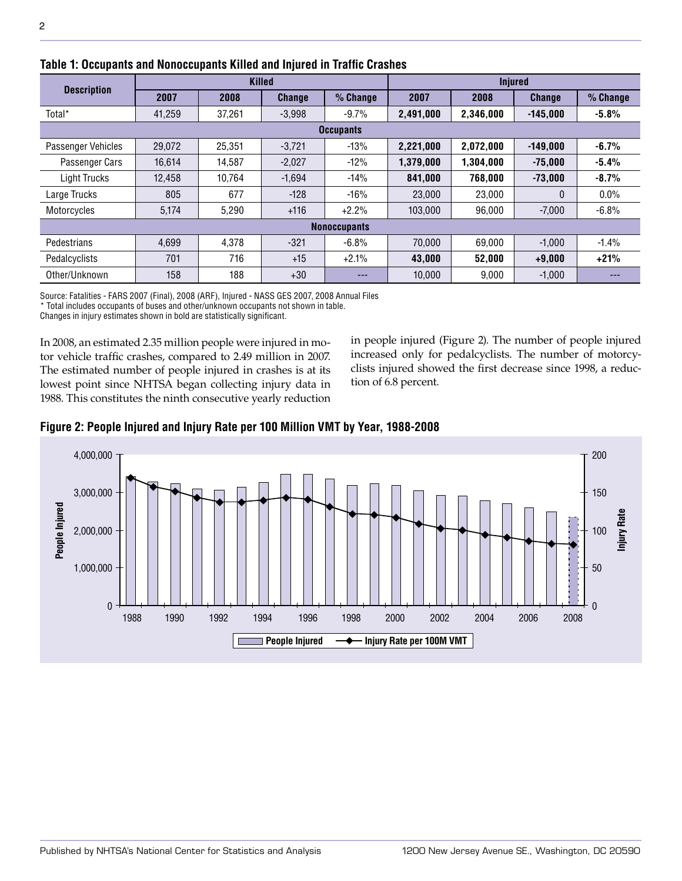**Table 1: Occupants and Nonoccupants Killed and Injured in Traffic Crashes**

| Description | Killed | | | | Injured | | | |
|---|---|---|---|---|---|---|---|---|
| | 2007 | 2008 | Change | % Change | 2007 | 2008 | Change | % Change |
| Total* | 41,259 | 37,261 | -3,998 | -9.7% | **2,491,000** | **2,346,000** | **-145,000** | **-5.8%** |
| **Occupants** | | | | | | | | |
| Passenger Vehicles | 29,072 | 25,351 | -3,721 | -13% | **2,221,000** | **2,072,000** | **-149,000** | **-6.7%** |
| Passenger Cars | 16,614 | 14,587 | -2,027 | -12% | **1,379,000** | **1,304,000** | **-75,000** | **-5.4%** |
| Light Trucks | 12,458 | 10,764 | -1,694 | -14% | **841,000** | **768,000** | **-73,000** | **-8.7%** |
| Large Trucks | 805 | 677 | -128 | -16% | 23,000 | 23,000 | 0 | 0.0% |
| Motorcycles | 5,174 | 5,290 | +116 | +2.2% | 103,000 | 96,000 | -7,000 | -6.8% |
| **Nonoccupants** | | | | | | | | |
| Pedestrians | 4,699 | 4,378 | -321 | -6.8% | 70,000 | 69,000 | -1,000 | -1.4% |
| Pedalcyclists | 701 | 716 | +15 | +2.1% | **43,000** | **52,000** | **+9,000** | **+21%** |
| Other/Unknown | 158 | 188 | +30 | --- | 10,000 | 9,000 | -1,000 | --- |

Source: Fatalities - FARS 2007 (Final), 2008 (ARF), Injured - NASS GES 2007, 2008 Annual Files
* Total includes occupants of buses and other/unknown occupants not shown in table.
Changes in injury estimates shown in bold are statistically significant.

In 2008, an estimated 2.35 million people were injured in motor vehicle traffic crashes, compared to 2.49 million in 2007. The estimated number of people injured in crashes is at its lowest point since NHTSA began collecting injury data in 1988. This constitutes the ninth consecutive yearly reduction in people injured (Figure 2). The number of people injured increased only for pedalcyclists. The number of motorcyclists injured showed the first decrease since 1998, a reduction of 6.8 percent.

**Figure 2: People Injured and Injury Rate per 100 Million VMT by Year, 1988-2008**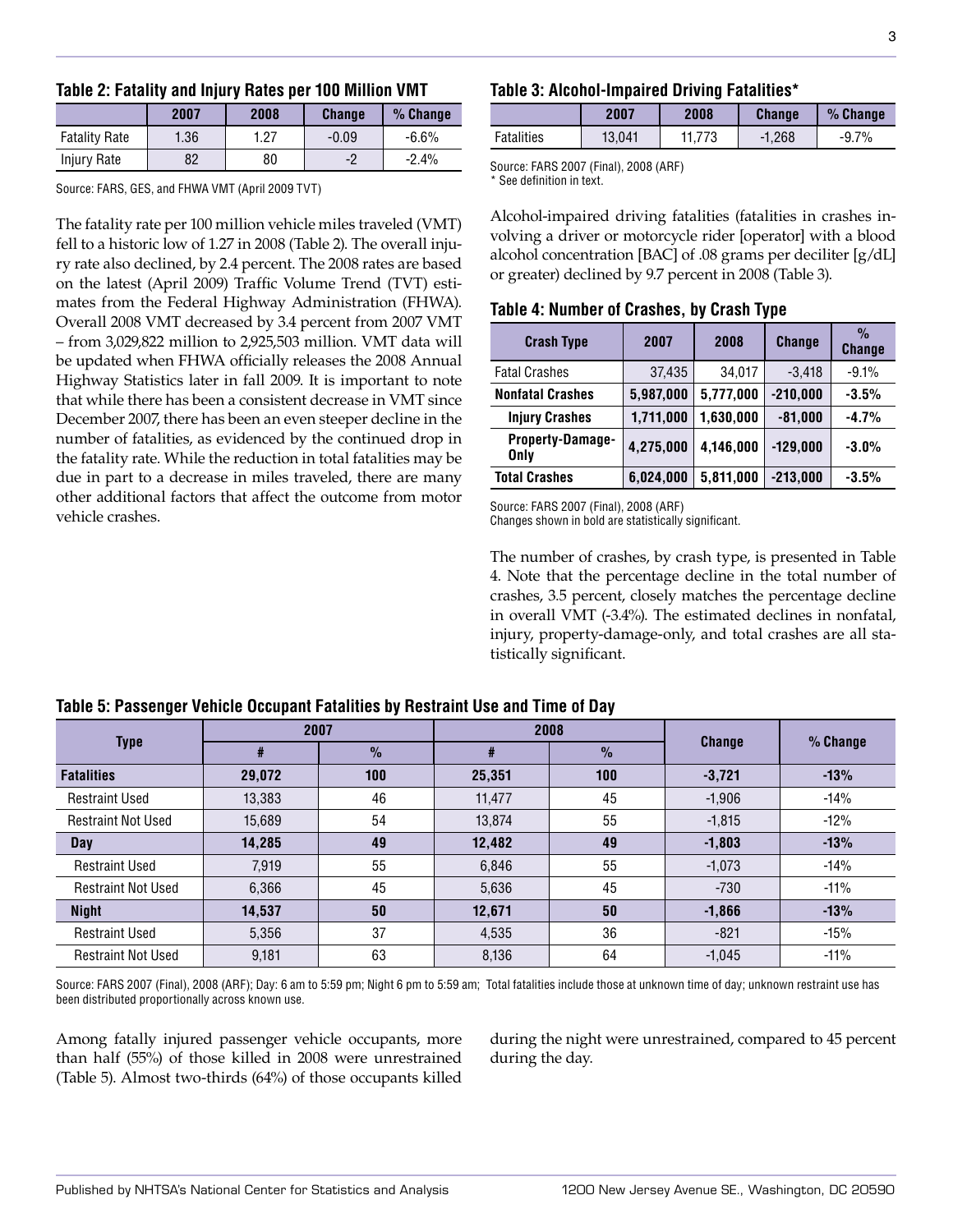**Table 2: Fatality and Injury Rates per 100 Million VMT**

| | 2007 | 2008 | Change | % Change |
|---|---|---|---|---|
| Fatality Rate | 1.36 | 1.27 | -0.09 | -6.6% |
| Injury Rate | 82 | 80 | -2 | -2.4% |

Source: FARS, GES, and FHWA VMT (April 2009 TVT)

The fatality rate per 100 million vehicle miles traveled (VMT) fell to a historic low of 1.27 in 2008 (Table 2). The overall injury rate also declined, by 2.4 percent. The 2008 rates are based on the latest (April 2009) Traffic Volume Trend (TVT) estimates from the Federal Highway Administration (FHWA). Overall 2008 VMT decreased by 3.4 percent from 2007 VMT – from 3,029,822 million to 2,925,503 million. VMT data will be updated when FHWA officially releases the 2008 Annual Highway Statistics later in fall 2009. It is important to note that while there has been a consistent decrease in VMT since December 2007, there has been an even steeper decline in the number of fatalities, as evidenced by the continued drop in the fatality rate. While the reduction in total fatalities may be due in part to a decrease in miles traveled, there are many other additional factors that affect the outcome from motor vehicle crashes.

**Table 3: Alcohol-Impaired Driving Fatalities***

| | 2007 | 2008 | Change | % Change |
|---|---|---|---|---|
| Fatalities | 13,041 | 11,773 | -1,268 | -9.7% |

Source: FARS 2007 (Final), 2008 (ARF)
* See definition in text.

Alcohol-impaired driving fatalities (fatalities in crashes involving a driver or motorcycle rider [operator] with a blood alcohol concentration [BAC] of .08 grams per deciliter [g/dL] or greater) declined by 9.7 percent in 2008 (Table 3).

**Table 4: Number of Crashes, by Crash Type**

| Crash Type | 2007 | 2008 | Change | % Change |
|---|---|---|---|---|
| Fatal Crashes | 37,435 | 34,017 | -3,418 | -9.1% |
| **Nonfatal Crashes** | **5,987,000** | **5,777,000** | **-210,000** | **-3.5%** |
| **Injury Crashes** | **1,711,000** | **1,630,000** | **-81,000** | **-4.7%** |
| **Property-Damage-Only** | **4,275,000** | **4,146,000** | **-129,000** | **-3.0%** |
| **Total Crashes** | **6,024,000** | **5,811,000** | **-213,000** | **-3.5%** |

Source: FARS 2007 (Final), 2008 (ARF)
Changes shown in bold are statistically significant.

The number of crashes, by crash type, is presented in Table 4. Note that the percentage decline in the total number of crashes, 3.5 percent, closely matches the percentage decline in overall VMT (-3.4%). The estimated declines in nonfatal, injury, property-damage-only, and total crashes are all statistically significant.

**Table 5: Passenger Vehicle Occupant Fatalities by Restraint Use and Time of Day**

| Type | 2007 | | 2008 | | Change | % Change |
|---|---|---|---|---|---|---|
| | # | % | # | % | | |
| **Fatalities** | **29,072** | **100** | **25,351** | **100** | **-3,721** | **-13%** |
| Restraint Used | 13,383 | 46 | 11,477 | 45 | -1,906 | -14% |
| Restraint Not Used | 15,689 | 54 | 13,874 | 55 | -1,815 | -12% |
| **Day** | **14,285** | **49** | **12,482** | **49** | **-1,803** | **-13%** |
| Restraint Used | 7,919 | 55 | 6,846 | 55 | -1,073 | -14% |
| Restraint Not Used | 6,366 | 45 | 5,636 | 45 | -730 | -11% |
| **Night** | **14,537** | **50** | **12,671** | **50** | **-1,866** | **-13%** |
| Restraint Used | 5,356 | 37 | 4,535 | 36 | -821 | -15% |
| Restraint Not Used | 9,181 | 63 | 8,136 | 64 | -1,045 | -11% |

Source: FARS 2007 (Final), 2008 (ARF); Day: 6 am to 5:59 pm; Night 6 pm to 5:59 am; Total fatalities include those at unknown time of day; unknown restraint use has been distributed proportionally across known use.

Among fatally injured passenger vehicle occupants, more than half (55%) of those killed in 2008 were unrestrained (Table 5). Almost two-thirds (64%) of those occupants killed during the night were unrestrained, compared to 45 percent during the day.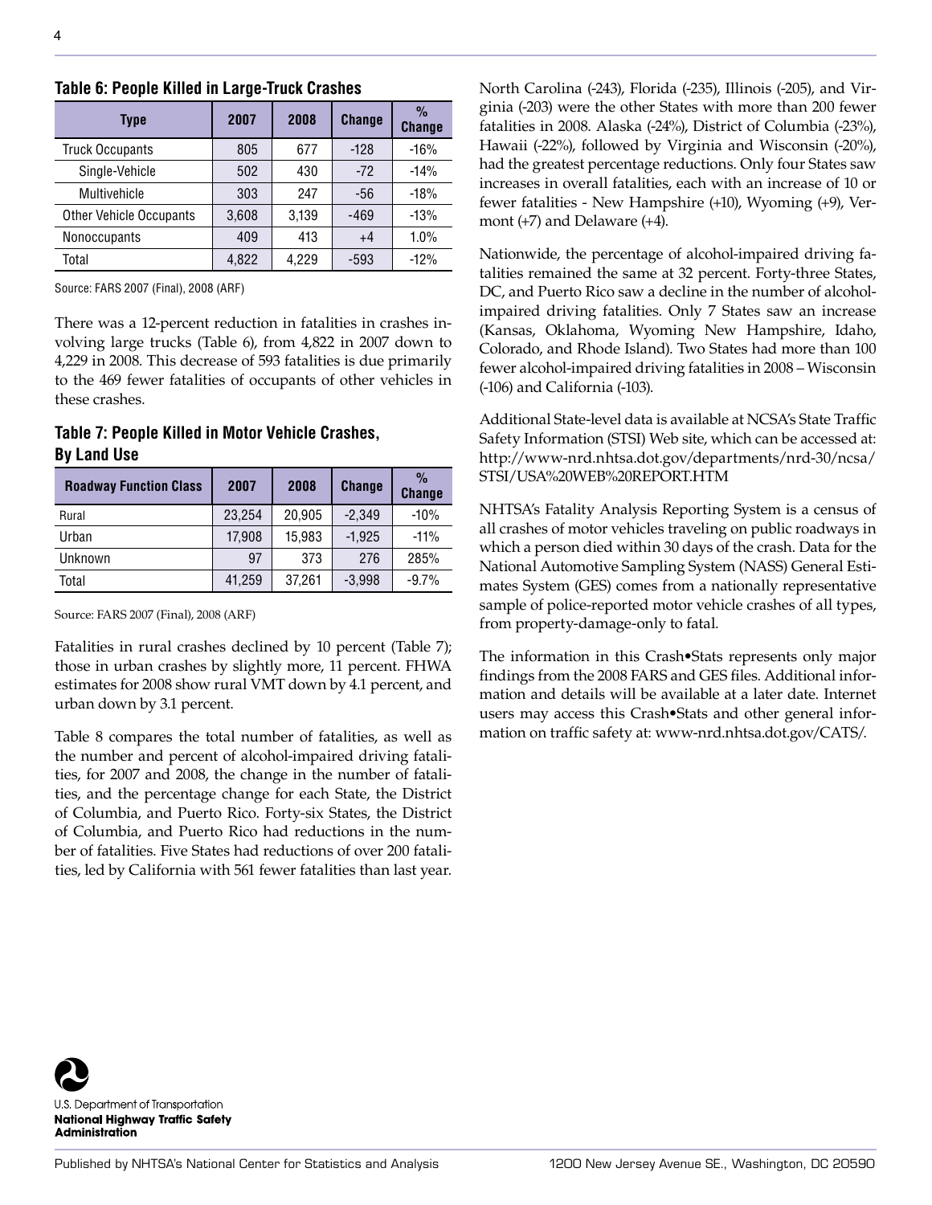### Table 6: People Killed in Large-Truck Crashes

| Type | 2007 | 2008 | Change | % Change |
|---|---|---|---|---|
| Truck Occupants | 805 | 677 | -128 | -16% |
| Single-Vehicle | 502 | 430 | -72 | -14% |
| Multivehicle | 303 | 247 | -56 | -18% |
| Other Vehicle Occupants | 3,608 | 3,139 | -469 | -13% |
| Nonoccupants | 409 | 413 | +4 | 1.0% |
| Total | 4,822 | 4,229 | -593 | -12% |

Source: FARS 2007 (Final), 2008 (ARF)

There was a 12-percent reduction in fatalities in crashes involving large trucks (Table 6), from 4,822 in 2007 down to 4,229 in 2008. This decrease of 593 fatalities is due primarily to the 469 fewer fatalities of occupants of other vehicles in these crashes.

### Table 7: People Killed in Motor Vehicle Crashes, By Land Use

| Roadway Function Class | 2007 | 2008 | Change | % Change |
|---|---|---|---|---|
| Rural | 23,254 | 20,905 | -2,349 | -10% |
| Urban | 17,908 | 15,983 | -1,925 | -11% |
| Unknown | 97 | 373 | 276 | 285% |
| Total | 41,259 | 37,261 | -3,998 | -9.7% |

Source: FARS 2007 (Final), 2008 (ARF)

Fatalities in rural crashes declined by 10 percent (Table 7); those in urban crashes by slightly more, 11 percent. FHWA estimates for 2008 show rural VMT down by 4.1 percent, and urban down by 3.1 percent.

Table 8 compares the total number of fatalities, as well as the number and percent of alcohol-impaired driving fatalities, for 2007 and 2008, the change in the number of fatalities, and the percentage change for each State, the District of Columbia, and Puerto Rico. Forty-six States, the District of Columbia, and Puerto Rico had reductions in the number of fatalities. Five States had reductions of over 200 fatalities, led by California with 561 fewer fatalities than last year. North Carolina (-243), Florida (-235), Illinois (-205), and Virginia (-203) were the other States with more than 200 fewer fatalities in 2008. Alaska (-24%), District of Columbia (-23%), Hawaii (-22%), followed by Virginia and Wisconsin (-20%), had the greatest percentage reductions. Only four States saw increases in overall fatalities, each with an increase of 10 or fewer fatalities - New Hampshire (+10), Wyoming (+9), Vermont (+7) and Delaware (+4).

Nationwide, the percentage of alcohol-impaired driving fatalities remained the same at 32 percent. Forty-three States, DC, and Puerto Rico saw a decline in the number of alcohol-impaired driving fatalities. Only 7 States saw an increase (Kansas, Oklahoma, Wyoming New Hampshire, Idaho, Colorado, and Rhode Island). Two States had more than 100 fewer alcohol-impaired driving fatalities in 2008 – Wisconsin (-106) and California (-103).

Additional State-level data is available at NCSA's State Traffic Safety Information (STSI) Web site, which can be accessed at: http://www-nrd.nhtsa.dot.gov/departments/nrd-30/ncsa/STSI/USA%20WEB%20REPORT.HTM

NHTSA's Fatality Analysis Reporting System is a census of all crashes of motor vehicles traveling on public roadways in which a person died within 30 days of the crash. Data for the National Automotive Sampling System (NASS) General Estimates System (GES) comes from a nationally representative sample of police-reported motor vehicle crashes of all types, from property-damage-only to fatal.

The information in this Crash•Stats represents only major findings from the 2008 FARS and GES files. Additional information and details will be available at a later date. Internet users may access this Crash•Stats and other general information on traffic safety at: www-nrd.nhtsa.dot.gov/CATS/.

U.S. Department of Transportation
**National Highway Traffic Safety Administration**

Published by NHTSA's National Center for Statistics and Analysis 1200 New Jersey Avenue SE., Washington, DC 20590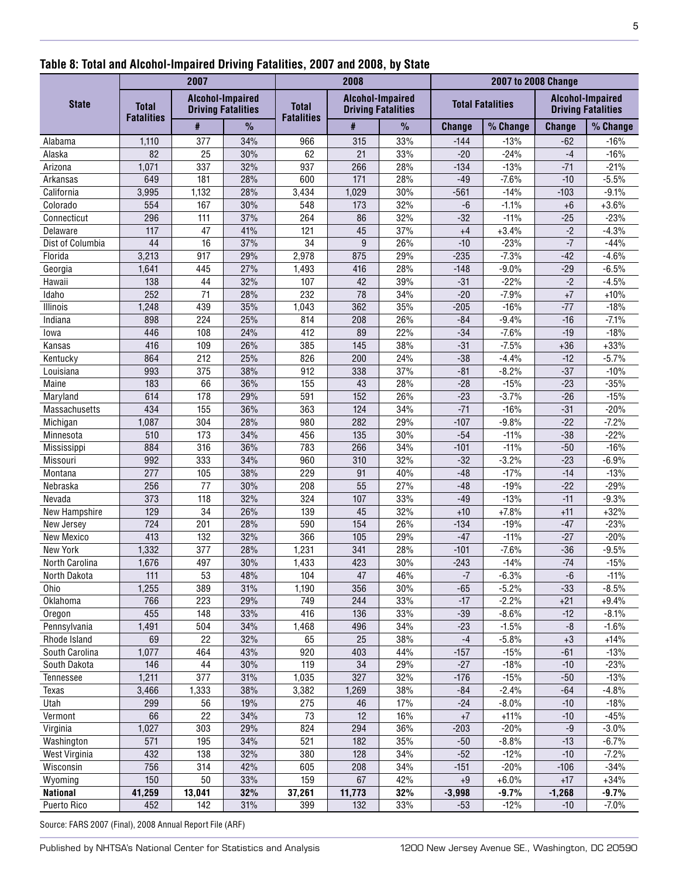### Table 8: Total and Alcohol-Impaired Driving Fatalities, 2007 and 2008, by State

| State | 2007 | | | 2008 | | | 2007 to 2008 Change | | | |
|---|---|---|---|---|---|---|---|---|---|---|
| | Total Fatalities | Alcohol-Impaired Driving Fatalities | | Total Fatalities | Alcohol-Impaired Driving Fatalities | | Total Fatalities | | Alcohol-Impaired Driving Fatalities | |
| | | # | % | | # | % | Change | % Change | Change | % Change |
| Alabama | 1,110 | 377 | 34% | 966 | 315 | 33% | -144 | -13% | -62 | -16% |
| Alaska | 82 | 25 | 30% | 62 | 21 | 33% | -20 | -24% | -4 | -16% |
| Arizona | 1,071 | 337 | 32% | 937 | 266 | 28% | -134 | -13% | -71 | -21% |
| Arkansas | 649 | 181 | 28% | 600 | 171 | 28% | -49 | -7.6% | -10 | -5.5% |
| California | 3,995 | 1,132 | 28% | 3,434 | 1,029 | 30% | -561 | -14% | -103 | -9.1% |
| Colorado | 554 | 167 | 30% | 548 | 173 | 32% | -6 | -1.1% | +6 | +3.6% |
| Connecticut | 296 | 111 | 37% | 264 | 86 | 32% | -32 | -11% | -25 | -23% |
| Delaware | 117 | 47 | 41% | 121 | 45 | 37% | +4 | +3.4% | -2 | -4.3% |
| Dist of Columbia | 44 | 16 | 37% | 34 | 9 | 26% | -10 | -23% | -7 | -44% |
| Florida | 3,213 | 917 | 29% | 2,978 | 875 | 29% | -235 | -7.3% | -42 | -4.6% |
| Georgia | 1,641 | 445 | 27% | 1,493 | 416 | 28% | -148 | -9.0% | -29 | -6.5% |
| Hawaii | 138 | 44 | 32% | 107 | 42 | 39% | -31 | -22% | -2 | -4.5% |
| Idaho | 252 | 71 | 28% | 232 | 78 | 34% | -20 | -7.9% | +7 | +10% |
| Illinois | 1,248 | 439 | 35% | 1,043 | 362 | 35% | -205 | -16% | -77 | -18% |
| Indiana | 898 | 224 | 25% | 814 | 208 | 26% | -84 | -9.4% | -16 | -7.1% |
| Iowa | 446 | 108 | 24% | 412 | 89 | 22% | -34 | -7.6% | -19 | -18% |
| Kansas | 416 | 109 | 26% | 385 | 145 | 38% | -31 | -7.5% | +36 | +33% |
| Kentucky | 864 | 212 | 25% | 826 | 200 | 24% | -38 | -4.4% | -12 | -5.7% |
| Louisiana | 993 | 375 | 38% | 912 | 338 | 37% | -81 | -8.2% | -37 | -10% |
| Maine | 183 | 66 | 36% | 155 | 43 | 28% | -28 | -15% | -23 | -35% |
| Maryland | 614 | 178 | 29% | 591 | 152 | 26% | -23 | -3.7% | -26 | -15% |
| Massachusetts | 434 | 155 | 36% | 363 | 124 | 34% | -71 | -16% | -31 | -20% |
| Michigan | 1,087 | 304 | 28% | 980 | 282 | 29% | -107 | -9.8% | -22 | -7.2% |
| Minnesota | 510 | 173 | 34% | 456 | 135 | 30% | -54 | -11% | -38 | -22% |
| Mississippi | 884 | 316 | 36% | 783 | 266 | 34% | -101 | -11% | -50 | -16% |
| Missouri | 992 | 333 | 34% | 960 | 310 | 32% | -32 | -3.2% | -23 | -6.9% |
| Montana | 277 | 105 | 38% | 229 | 91 | 40% | -48 | -17% | -14 | -13% |
| Nebraska | 256 | 77 | 30% | 208 | 55 | 27% | -48 | -19% | -22 | -29% |
| Nevada | 373 | 118 | 32% | 324 | 107 | 33% | -49 | -13% | -11 | -9.3% |
| New Hampshire | 129 | 34 | 26% | 139 | 45 | 32% | +10 | +7.8% | +11 | +32% |
| New Jersey | 724 | 201 | 28% | 590 | 154 | 26% | -134 | -19% | -47 | -23% |
| New Mexico | 413 | 132 | 32% | 366 | 105 | 29% | -47 | -11% | -27 | -20% |
| New York | 1,332 | 377 | 28% | 1,231 | 341 | 28% | -101 | -7.6% | -36 | -9.5% |
| North Carolina | 1,676 | 497 | 30% | 1,433 | 423 | 30% | -243 | -14% | -74 | -15% |
| North Dakota | 111 | 53 | 48% | 104 | 47 | 46% | -7 | -6.3% | -6 | -11% |
| Ohio | 1,255 | 389 | 31% | 1,190 | 356 | 30% | -65 | -5.2% | -33 | -8.5% |
| Oklahoma | 766 | 223 | 29% | 749 | 244 | 33% | -17 | -2.2% | +21 | +9.4% |
| Oregon | 455 | 148 | 33% | 416 | 136 | 33% | -39 | -8.6% | -12 | -8.1% |
| Pennsylvania | 1,491 | 504 | 34% | 1,468 | 496 | 34% | -23 | -1.5% | -8 | -1.6% |
| Rhode Island | 69 | 22 | 32% | 65 | 25 | 38% | -4 | -5.8% | +3 | +14% |
| South Carolina | 1,077 | 464 | 43% | 920 | 403 | 44% | -157 | -15% | -61 | -13% |
| South Dakota | 146 | 44 | 30% | 119 | 34 | 29% | -27 | -18% | -10 | -23% |
| Tennessee | 1,211 | 377 | 31% | 1,035 | 327 | 32% | -176 | -15% | -50 | -13% |
| Texas | 3,466 | 1,333 | 38% | 3,382 | 1,269 | 38% | -84 | -2.4% | -64 | -4.8% |
| Utah | 299 | 56 | 19% | 275 | 46 | 17% | -24 | -8.0% | -10 | -18% |
| Vermont | 66 | 22 | 34% | 73 | 12 | 16% | +7 | +11% | -10 | -45% |
| Virginia | 1,027 | 303 | 29% | 824 | 294 | 36% | -203 | -20% | -9 | -3.0% |
| Washington | 571 | 195 | 34% | 521 | 182 | 35% | -50 | -8.8% | -13 | -6.7% |
| West Virginia | 432 | 138 | 32% | 380 | 128 | 34% | -52 | -12% | -10 | -7.2% |
| Wisconsin | 756 | 314 | 42% | 605 | 208 | 34% | -151 | -20% | -106 | -34% |
| Wyoming | 150 | 50 | 33% | 159 | 67 | 42% | +9 | +6.0% | +17 | +34% |
| **National** | **41,259** | **13,041** | **32%** | **37,261** | **11,773** | **32%** | **-3,998** | **-9.7%** | **-1,268** | **-9.7%** |
| Puerto Rico | 452 | 142 | 31% | 399 | 132 | 33% | -53 | -12% | -10 | -7.0% |

Source: FARS 2007 (Final), 2008 Annual Report File (ARF)

Published by NHTSA's National Center for Statistics and Analysis 1200 New Jersey Avenue SE., Washington, DC 20590